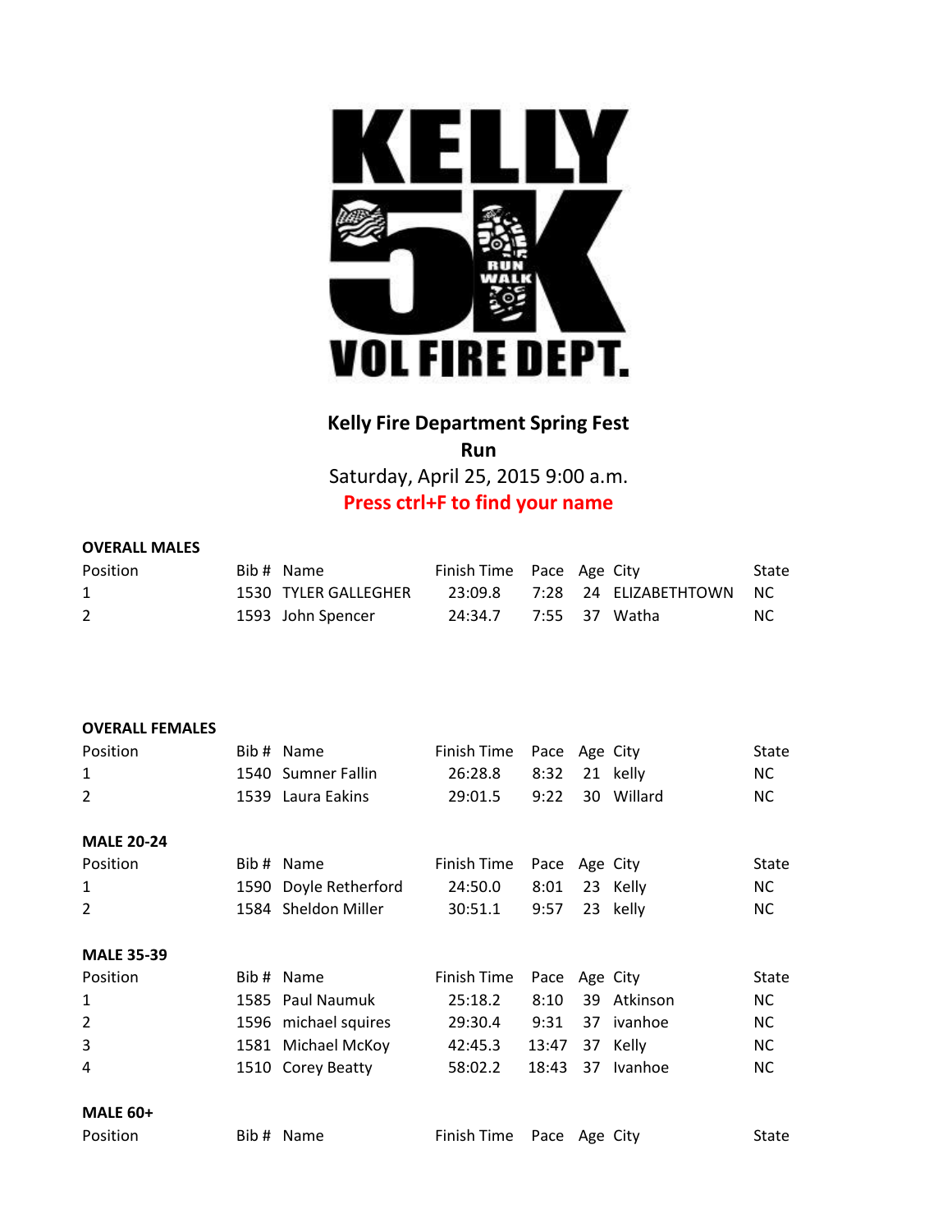# KELLY 5K VOL FIRE DEPT.

**Kelly Fire Department Spring Fest Run**

Saturday, April 25, 2015 9:00 a.m.

**Press ctrl+F to find your name**

**OVERALL MALES**

| Position | Bib # | Name | Finish Time | Pace | Age | City | State |
|---|---|---|---|---|---|---|---|
| 1 | 1530 | TYLER GALLEGHER | 23:09.8 | 7:28 | 24 | ELIZABETHTOWN | NC |
| 2 | 1593 | John Spencer | 24:34.7 | 7:55 | 37 | Watha | NC |

**OVERALL FEMALES**

| Position | Bib # | Name | Finish Time | Pace | Age | City | State |
|---|---|---|---|---|---|---|---|
| 1 | 1540 | Sumner Fallin | 26:28.8 | 8:32 | 21 | kelly | NC |
| 2 | 1539 | Laura Eakins | 29:01.5 | 9:22 | 30 | Willard | NC |

**MALE 20-24**

| Position | Bib # | Name | Finish Time | Pace | Age | City | State |
|---|---|---|---|---|---|---|---|
| 1 | 1590 | Doyle Retherford | 24:50.0 | 8:01 | 23 | Kelly | NC |
| 2 | 1584 | Sheldon Miller | 30:51.1 | 9:57 | 23 | kelly | NC |

**MALE 35-39**

| Position | Bib # | Name | Finish Time | Pace | Age | City | State |
|---|---|---|---|---|---|---|---|
| 1 | 1585 | Paul Naumuk | 25:18.2 | 8:10 | 39 | Atkinson | NC |
| 2 | 1596 | michael squires | 29:30.4 | 9:31 | 37 | ivanhoe | NC |
| 3 | 1581 | Michael McKoy | 42:45.3 | 13:47 | 37 | Kelly | NC |
| 4 | 1510 | Corey Beatty | 58:02.2 | 18:43 | 37 | Ivanhoe | NC |

**MALE 60+**

| Position | Bib # | Name | Finish Time | Pace | Age | City | State |
|---|---|---|---|---|---|---|---|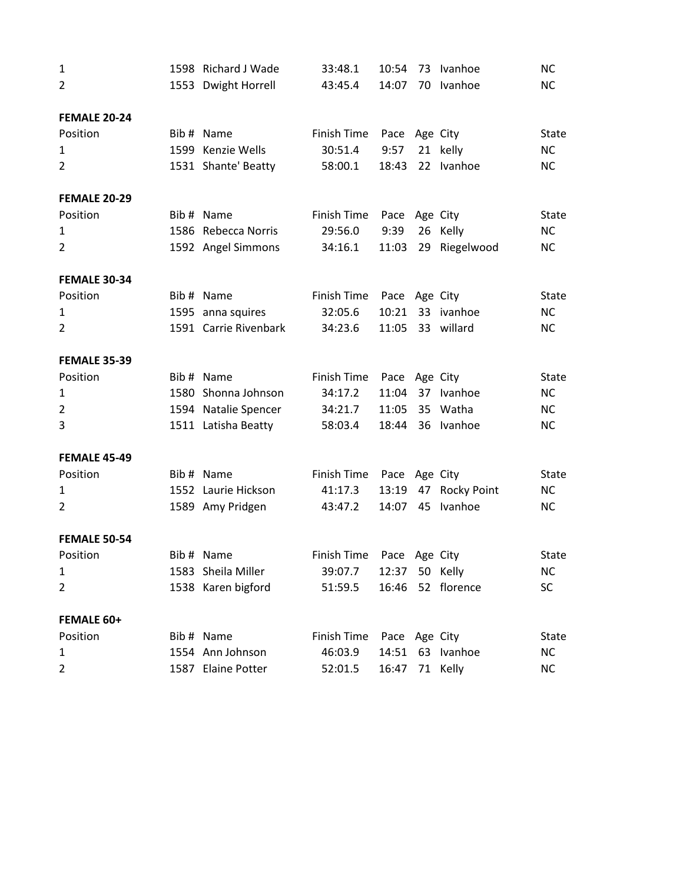| | | | | | | | |
|---|---|---|---|---|---|---|---|
| 1 | 1598 | Richard J Wade | 33:48.1 | 10:54 | 73 | Ivanhoe | NC |
| 2 | 1553 | Dwight Horrell | 43:45.4 | 14:07 | 70 | Ivanhoe | NC |

**FEMALE 20-24**

| Position | Bib # | Name | Finish Time | Pace | Age | City | State |
|---|---|---|---|---|---|---|---|
| 1 | 1599 | Kenzie Wells | 30:51.4 | 9:57 | 21 | kelly | NC |
| 2 | 1531 | Shante' Beatty | 58:00.1 | 18:43 | 22 | Ivanhoe | NC |

**FEMALE 20-29**

| Position | Bib # | Name | Finish Time | Pace | Age | City | State |
|---|---|---|---|---|---|---|---|
| 1 | 1586 | Rebecca Norris | 29:56.0 | 9:39 | 26 | Kelly | NC |
| 2 | 1592 | Angel Simmons | 34:16.1 | 11:03 | 29 | Riegelwood | NC |

**FEMALE 30-34**

| Position | Bib # | Name | Finish Time | Pace | Age | City | State |
|---|---|---|---|---|---|---|---|
| 1 | 1595 | anna squires | 32:05.6 | 10:21 | 33 | ivanhoe | NC |
| 2 | 1591 | Carrie Rivenbark | 34:23.6 | 11:05 | 33 | willard | NC |

**FEMALE 35-39**

| Position | Bib # | Name | Finish Time | Pace | Age | City | State |
|---|---|---|---|---|---|---|---|
| 1 | 1580 | Shonna Johnson | 34:17.2 | 11:04 | 37 | Ivanhoe | NC |
| 2 | 1594 | Natalie Spencer | 34:21.7 | 11:05 | 35 | Watha | NC |
| 3 | 1511 | Latisha Beatty | 58:03.4 | 18:44 | 36 | Ivanhoe | NC |

**FEMALE 45-49**

| Position | Bib # | Name | Finish Time | Pace | Age | City | State |
|---|---|---|---|---|---|---|---|
| 1 | 1552 | Laurie Hickson | 41:17.3 | 13:19 | 47 | Rocky Point | NC |
| 2 | 1589 | Amy Pridgen | 43:47.2 | 14:07 | 45 | Ivanhoe | NC |

**FEMALE 50-54**

| Position | Bib # | Name | Finish Time | Pace | Age | City | State |
|---|---|---|---|---|---|---|---|
| 1 | 1583 | Sheila Miller | 39:07.7 | 12:37 | 50 | Kelly | NC |
| 2 | 1538 | Karen bigford | 51:59.5 | 16:46 | 52 | florence | SC |

**FEMALE 60+**

| Position | Bib # | Name | Finish Time | Pace | Age | City | State |
|---|---|---|---|---|---|---|---|
| 1 | 1554 | Ann Johnson | 46:03.9 | 14:51 | 63 | Ivanhoe | NC |
| 2 | 1587 | Elaine Potter | 52:01.5 | 16:47 | 71 | Kelly | NC |